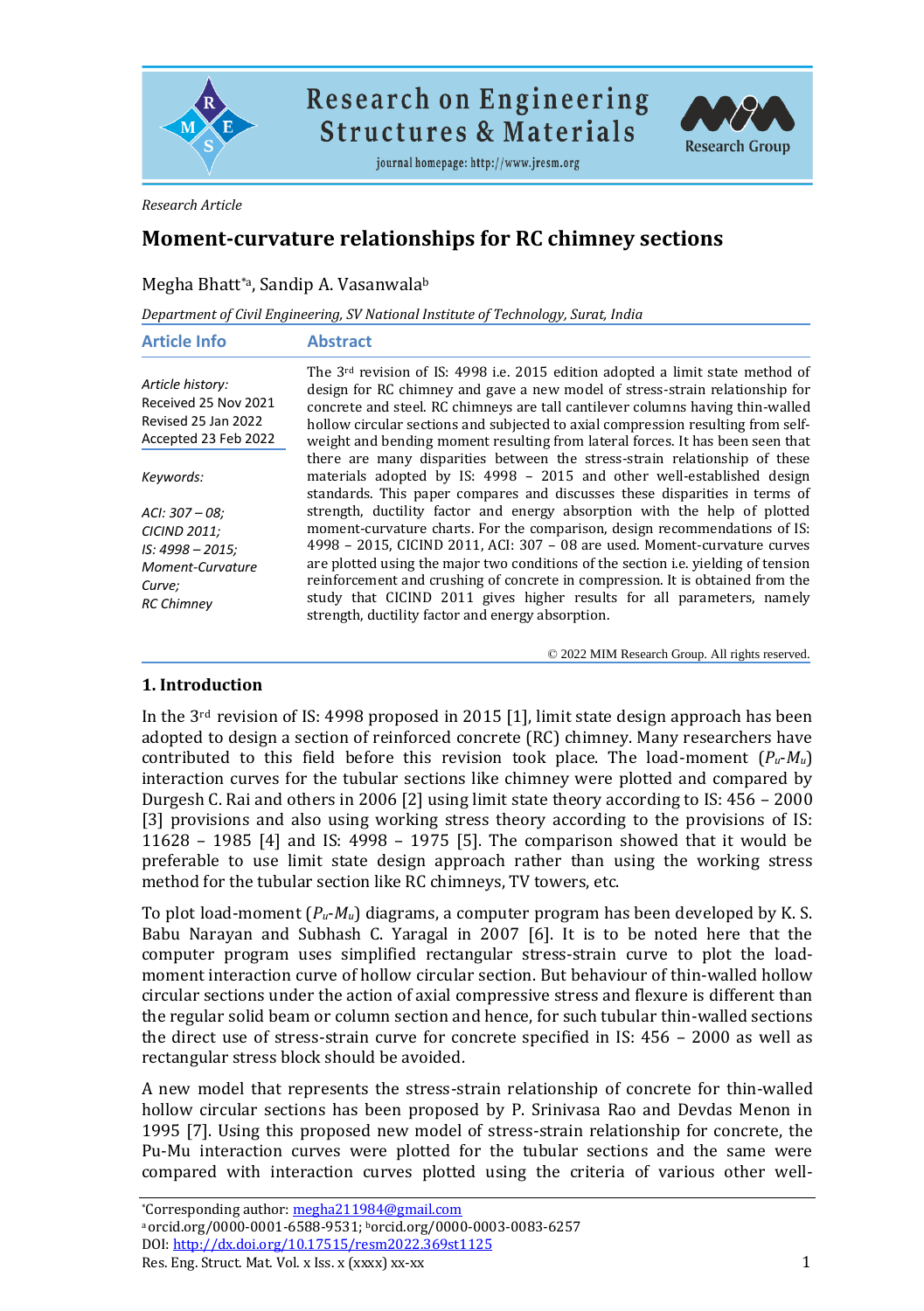Research Article

# Moment-curvature relationships for RC chimney sections

Megha Bhatt[*a], Sandip A. Vasanwala[b]

*Department of Civil Engineering, SV National Institute of Technology, Surat, India*

## Article Info

*Article history:*

Received 25 Nov 2021
Revised 25 Jan 2022
Accepted 23 Feb 2022

*Keywords:*

*ACI: 307 – 08;*
*CICIND 2011;*
*IS: 4998 – 2015;*
*Moment-Curvature Curve;*
*RC Chimney*

## Abstract

The 3rd revision of IS: 4998 i.e. 2015 edition adopted a limit state method of design for RC chimney and gave a new model of stress-strain relationship for concrete and steel. RC chimneys are tall cantilever columns having thin-walled hollow circular sections and subjected to axial compression resulting from self-weight and bending moment resulting from lateral forces. It has been seen that there are many disparities between the stress-strain relationship of these materials adopted by IS: 4998 – 2015 and other well-established design standards. This paper compares and discusses these disparities in terms of strength, ductility factor and energy absorption with the help of plotted moment-curvature charts. For the comparison, design recommendations of IS: 4998 – 2015, CICIND 2011, ACI: 307 – 08 are used. Moment-curvature curves are plotted using the major two conditions of the section i.e. yielding of tension reinforcement and crushing of concrete in compression. It is obtained from the study that CICIND 2011 gives higher results for all parameters, namely strength, ductility factor and energy absorption.

© 2022 MIM Research Group. All rights reserved.

## 1. Introduction

In the 3rd revision of IS: 4998 proposed in 2015 [1], limit state design approach has been adopted to design a section of reinforced concrete (RC) chimney. Many researchers have contributed to this field before this revision took place. The load-moment ($P_u$-$M_u$) interaction curves for the tubular sections like chimney were plotted and compared by Durgesh C. Rai and others in 2006 [2] using limit state theory according to IS: 456 – 2000 [3] provisions and also using working stress theory according to the provisions of IS: 11628 – 1985 [4] and IS: 4998 – 1975 [5]. The comparison showed that it would be preferable to use limit state design approach rather than using the working stress method for the tubular section like RC chimneys, TV towers, etc.

To plot load-moment ($P_u$-$M_u$) diagrams, a computer program has been developed by K. S. Babu Narayan and Subhash C. Yaragal in 2007 [6]. It is to be noted here that the computer program uses simplified rectangular stress-strain curve to plot the load-moment interaction curve of hollow circular section. But behaviour of thin-walled hollow circular sections under the action of axial compressive stress and flexure is different than the regular solid beam or column section and hence, for such tubular thin-walled sections the direct use of stress-strain curve for concrete specified in IS: 456 – 2000 as well as rectangular stress block should be avoided.

A new model that represents the stress-strain relationship of concrete for thin-walled hollow circular sections has been proposed by P. Srinivasa Rao and Devdas Menon in 1995 [7]. Using this proposed new model of stress-strain relationship for concrete, the Pu-Mu interaction curves were plotted for the tubular sections and the same were compared with interaction curves plotted using the criteria of various other well-

*Corresponding author: megha211984@gmail.com
[a]orcid.org/0000-0001-6588-9531; [b]orcid.org/0000-0003-0083-6257
DOI: http://dx.doi.org/10.17515/resm2022.369st1125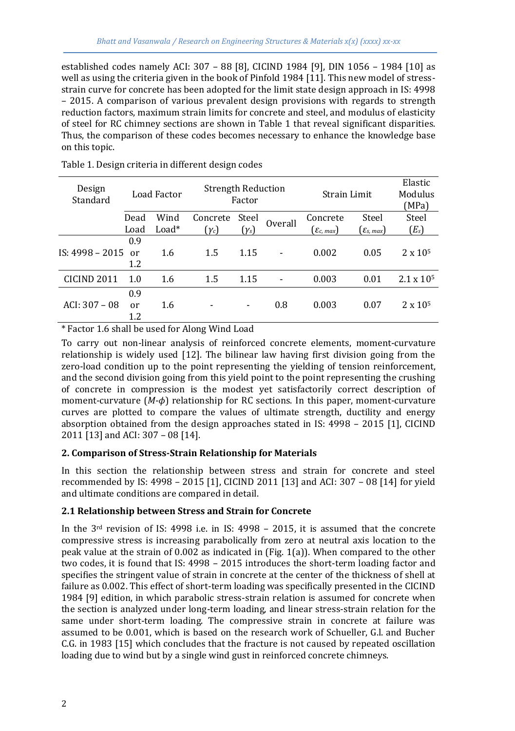established codes namely ACI: 307 – 88 [8], CICIND 1984 [9], DIN 1056 – 1984 [10] as well as using the criteria given in the book of Pinfold 1984 [11]. This new model of stress-strain curve for concrete has been adopted for the limit state design approach in IS: 4998 – 2015. A comparison of various prevalent design provisions with regards to strength reduction factors, maximum strain limits for concrete and steel, and modulus of elasticity of steel for RC chimney sections are shown in Table 1 that reveal significant disparities. Thus, the comparison of these codes becomes necessary to enhance the knowledge base on this topic.

Table 1. Design criteria in different design codes

| Design Standard | Load Factor | | Strength Reduction Factor | | | Strain Limit | | Elastic Modulus (MPa) |
|---|---|---|---|---|---|---|---|---|
| | Dead Load | Wind Load* | Concrete ($\gamma_c$) | Steel ($\gamma_s$) | Overall | Concrete ($\varepsilon_{c,\,max}$) | Steel ($\varepsilon_{s,\,max}$) | Steel ($E_s$) |
| IS: 4998 – 2015 | 0.9 or 1.2 | 1.6 | 1.5 | 1.15 | - | 0.002 | 0.05 | $2 \times 10^5$ |
| CICIND 2011 | 1.0 | 1.6 | 1.5 | 1.15 | - | 0.003 | 0.01 | $2.1 \times 10^5$ |
| ACI: 307 – 08 | 0.9 or 1.2 | 1.6 | - | - | 0.8 | 0.003 | 0.07 | $2 \times 10^5$ |

\* Factor 1.6 shall be used for Along Wind Load

To carry out non-linear analysis of reinforced concrete elements, moment-curvature relationship is widely used [12]. The bilinear law having first division going from the zero-load condition up to the point representing the yielding of tension reinforcement, and the second division going from this yield point to the point representing the crushing of concrete in compression is the modest yet satisfactorily correct description of moment-curvature ($M$-$\phi$) relationship for RC sections. In this paper, moment-curvature curves are plotted to compare the values of ultimate strength, ductility and energy absorption obtained from the design approaches stated in IS: 4998 – 2015 [1], CICIND 2011 [13] and ACI: 307 – 08 [14].

## 2. Comparison of Stress-Strain Relationship for Materials

In this section the relationship between stress and strain for concrete and steel recommended by IS: 4998 – 2015 [1], CICIND 2011 [13] and ACI: 307 – 08 [14] for yield and ultimate conditions are compared in detail.

### 2.1 Relationship between Stress and Strain for Concrete

In the 3rd revision of IS: 4998 i.e. in IS: 4998 – 2015, it is assumed that the concrete compressive stress is increasing parabolically from zero at neutral axis location to the peak value at the strain of 0.002 as indicated in (Fig. 1(a)). When compared to the other two codes, it is found that IS: 4998 – 2015 introduces the short-term loading factor and specifies the stringent value of strain in concrete at the center of the thickness of shell at failure as 0.002. This effect of short-term loading was specifically presented in the CICIND 1984 [9] edition, in which parabolic stress-strain relation is assumed for concrete when the section is analyzed under long-term loading, and linear stress-strain relation for the same under short-term loading. The compressive strain in concrete at failure was assumed to be 0.001, which is based on the research work of Schueller, G.I. and Bucher C.G. in 1983 [15] which concludes that the fracture is not caused by repeated oscillation loading due to wind but by a single wind gust in reinforced concrete chimneys.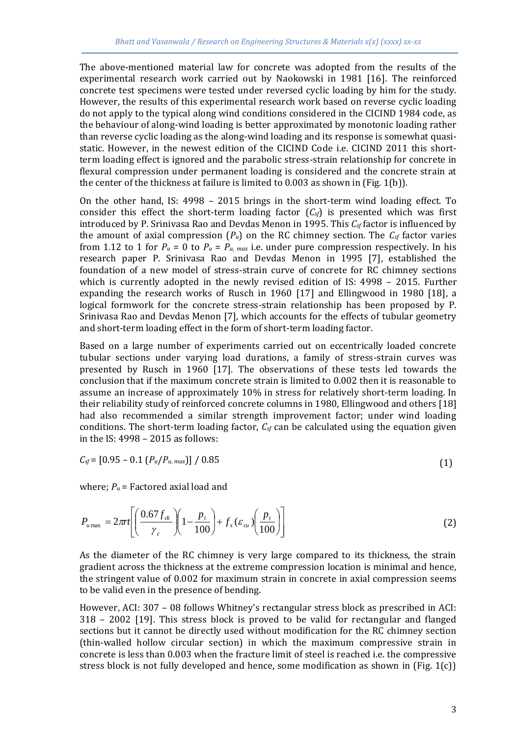The above-mentioned material law for concrete was adopted from the results of the experimental research work carried out by Naokowski in 1981 [16]. The reinforced concrete test specimens were tested under reversed cyclic loading by him for the study. However, the results of this experimental research work based on reverse cyclic loading do not apply to the typical along wind conditions considered in the CICIND 1984 code, as the behaviour of along-wind loading is better approximated by monotonic loading rather than reverse cyclic loading as the along-wind loading and its response is somewhat quasi-static. However, in the newest edition of the CICIND Code i.e. CICIND 2011 this short-term loading effect is ignored and the parabolic stress-strain relationship for concrete in flexural compression under permanent loading is considered and the concrete strain at the center of the thickness at failure is limited to 0.003 as shown in (Fig. 1(b)).

On the other hand, IS: 4998 – 2015 brings in the short-term wind loading effect. To consider this effect the short-term loading factor ($C_{sf}$) is presented which was first introduced by P. Srinivasa Rao and Devdas Menon in 1995. This $C_{sf}$ factor is influenced by the amount of axial compression ($P_u$) on the RC chimney section. The $C_{sf}$ factor varies from 1.12 to 1 for $P_u$ = 0 to $P_u = P_{u,\,max}$ i.e. under pure compression respectively. In his research paper P. Srinivasa Rao and Devdas Menon in 1995 [7], established the foundation of a new model of stress-strain curve of concrete for RC chimney sections which is currently adopted in the newly revised edition of IS: 4998 – 2015. Further expanding the research works of Rusch in 1960 [17] and Ellingwood in 1980 [18], a logical formwork for the concrete stress-strain relationship has been proposed by P. Srinivasa Rao and Devdas Menon [7], which accounts for the effects of tubular geometry and short-term loading effect in the form of short-term loading factor.

Based on a large number of experiments carried out on eccentrically loaded concrete tubular sections under varying load durations, a family of stress-strain curves was presented by Rusch in 1960 [17]. The observations of these tests led towards the conclusion that if the maximum concrete strain is limited to 0.002 then it is reasonable to assume an increase of approximately 10% in stress for relatively short-term loading. In their reliability study of reinforced concrete columns in 1980, Ellingwood and others [18] had also recommended a similar strength improvement factor; under wind loading conditions. The short-term loading factor, $C_{sf}$ can be calculated using the equation given in the IS: 4998 – 2015 as follows:

$$C_{sf} = [0.95 - 0.1\,(P_u/P_{u,\,max})]\;/\;0.85 \tag{1}$$

where; $P_u$ = Factored axial load and

$$P_{u\max} = 2\pi r t\left[\left(\frac{0.67 f_{ck}}{\gamma_c}\right)\left(1-\frac{p_t}{100}\right)+f_s(\varepsilon_{cu})\left(\frac{p_t}{100}\right)\right] \tag{2}$$

As the diameter of the RC chimney is very large compared to its thickness, the strain gradient across the thickness at the extreme compression location is minimal and hence, the stringent value of 0.002 for maximum strain in concrete in axial compression seems to be valid even in the presence of bending.

However, ACI: 307 – 08 follows Whitney's rectangular stress block as prescribed in ACI: 318 – 2002 [19]. This stress block is proved to be valid for rectangular and flanged sections but it cannot be directly used without modification for the RC chimney section (thin-walled hollow circular section) in which the maximum compressive strain in concrete is less than 0.003 when the fracture limit of steel is reached i.e. the compressive stress block is not fully developed and hence, some modification as shown in (Fig. 1(c))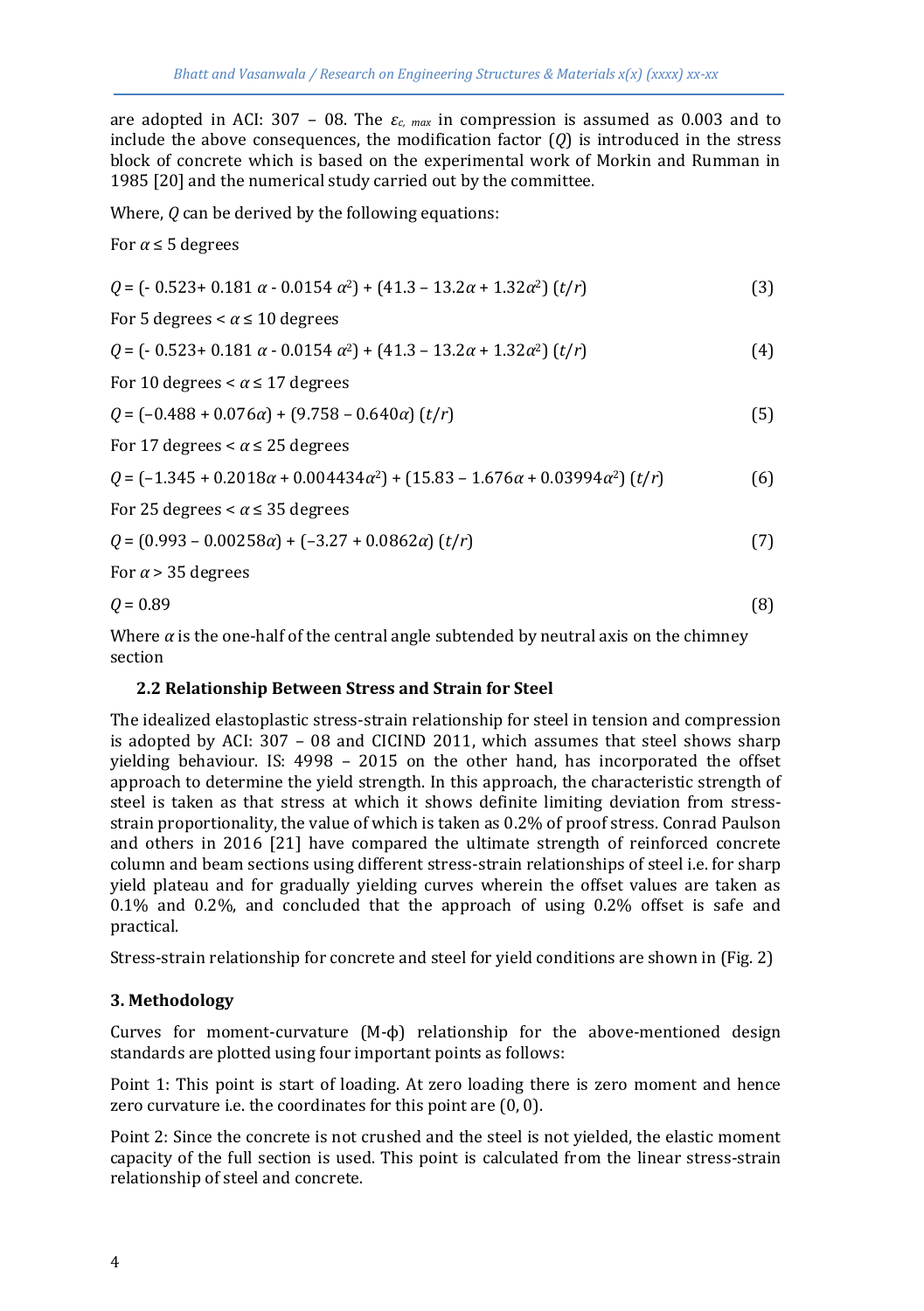are adopted in ACI: 307 – 08. The $\varepsilon_{c,\ max}$ in compression is assumed as 0.003 and to include the above consequences, the modification factor ($Q$) is introduced in the stress block of concrete which is based on the experimental work of Morkin and Rumman in 1985 [20] and the numerical study carried out by the committee.

Where, $Q$ can be derived by the following equations:

For $\alpha \leq 5$ degrees

$$Q = (-0.523 + 0.181\ \alpha - 0.0154\ \alpha^2) + (41.3 - 13.2\alpha + 1.32\alpha^2)\ (t/r) \tag{3}$$

For 5 degrees $< \alpha \leq 10$ degrees

$$Q = (-0.523 + 0.181\ \alpha - 0.0154\ \alpha^2) + (41.3 - 13.2\alpha + 1.32\alpha^2)\ (t/r) \tag{4}$$

For 10 degrees $< \alpha \leq 17$ degrees

$$Q = (-0.488 + 0.076\alpha) + (9.758 - 0.640\alpha)\ (t/r) \tag{5}$$

For 17 degrees $< \alpha \leq 25$ degrees

$$Q = (-1.345 + 0.2018\alpha + 0.004434\alpha^2) + (15.83 - 1.676\alpha + 0.03994\alpha^2)\ (t/r) \tag{6}$$

For 25 degrees $< \alpha \leq 35$ degrees

$$Q = (0.993 - 0.00258\alpha) + (-3.27 + 0.0862\alpha)\ (t/r) \tag{7}$$

For $\alpha > 35$ degrees

$$Q = 0.89 \tag{8}$$

Where $\alpha$ is the one-half of the central angle subtended by neutral axis on the chimney section

### 2.2 Relationship Between Stress and Strain for Steel

The idealized elastoplastic stress-strain relationship for steel in tension and compression is adopted by ACI: 307 – 08 and CICIND 2011, which assumes that steel shows sharp yielding behaviour. IS: 4998 – 2015 on the other hand, has incorporated the offset approach to determine the yield strength. In this approach, the characteristic strength of steel is taken as that stress at which it shows definite limiting deviation from stress-strain proportionality, the value of which is taken as 0.2% of proof stress. Conrad Paulson and others in 2016 [21] have compared the ultimate strength of reinforced concrete column and beam sections using different stress-strain relationships of steel i.e. for sharp yield plateau and for gradually yielding curves wherein the offset values are taken as 0.1% and 0.2%, and concluded that the approach of using 0.2% offset is safe and practical.

Stress-strain relationship for concrete and steel for yield conditions are shown in (Fig. 2)

## 3. Methodology

Curves for moment-curvature (M-ϕ) relationship for the above-mentioned design standards are plotted using four important points as follows:

Point 1: This point is start of loading. At zero loading there is zero moment and hence zero curvature i.e. the coordinates for this point are (0, 0).

Point 2: Since the concrete is not crushed and the steel is not yielded, the elastic moment capacity of the full section is used. This point is calculated from the linear stress-strain relationship of steel and concrete.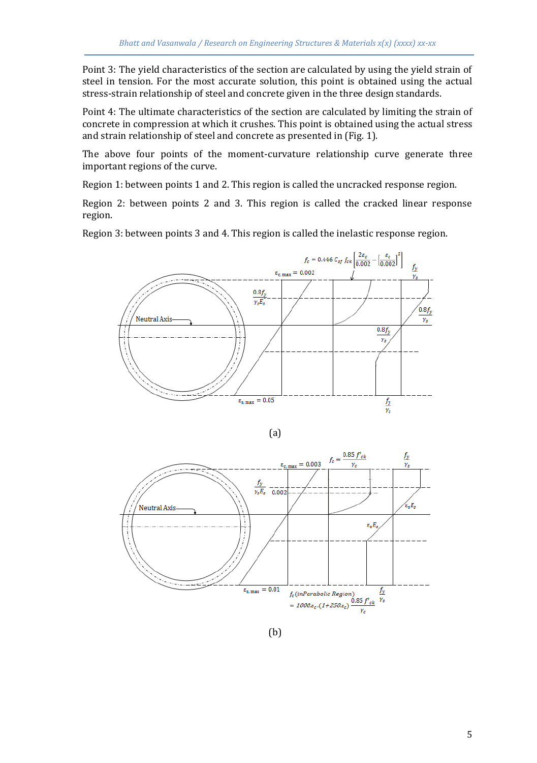Point 3: The yield characteristics of the section are calculated by using the yield strain of steel in tension. For the most accurate solution, this point is obtained using the actual stress-strain relationship of steel and concrete given in the three design standards.

Point 4: The ultimate characteristics of the section are calculated by limiting the strain of concrete in compression at which it crushes. This point is obtained using the actual stress and strain relationship of steel and concrete as presented in (Fig. 1).

The above four points of the moment-curvature relationship curve generate three important regions of the curve.

Region 1: between points 1 and 2. This region is called the uncracked response region.

Region 2: between points 2 and 3. This region is called the cracked linear response region.

Region 3: between points 3 and 4. This region is called the inelastic response region.

(a)

(b)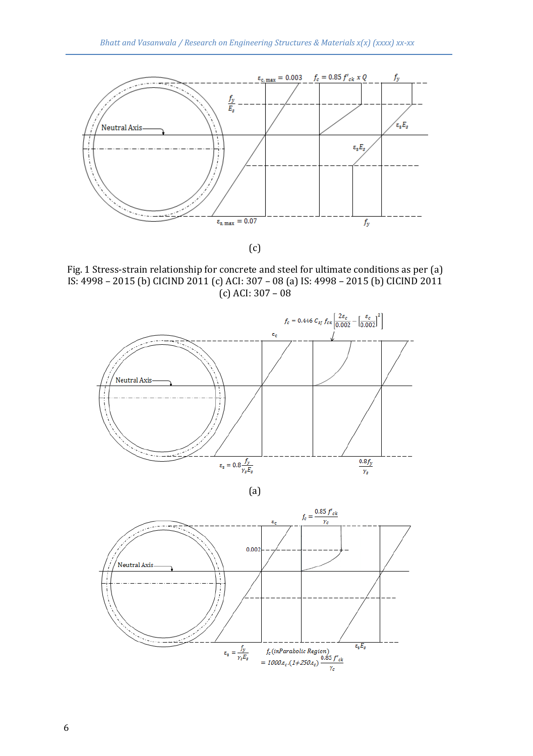(c)

Fig. 1 Stress-strain relationship for concrete and steel for ultimate conditions as per (a) IS: 4998 – 2015 (b) CICIND 2011 (c) ACI: 307 – 08 (a) IS: 4998 – 2015 (b) CICIND 2011 (c) ACI: 307 – 08

(a)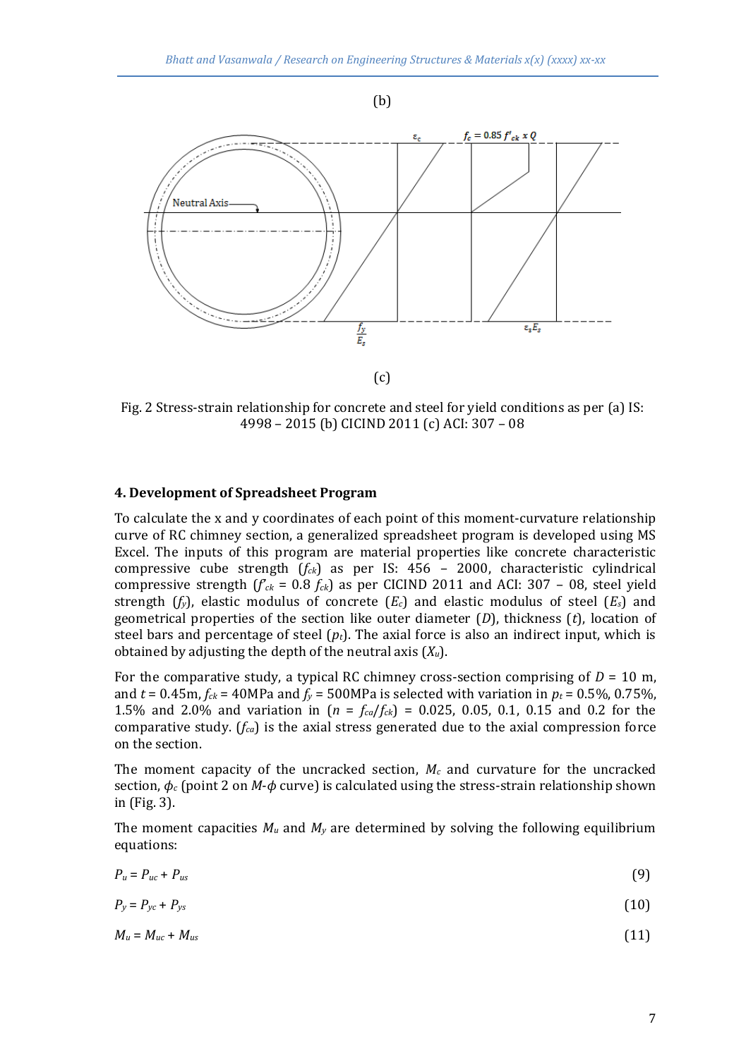(b)

(c)

Fig. 2 Stress-strain relationship for concrete and steel for yield conditions as per (a) IS: 4998 – 2015 (b) CICIND 2011 (c) ACI: 307 – 08

## 4. Development of Spreadsheet Program

To calculate the x and y coordinates of each point of this moment-curvature relationship curve of RC chimney section, a generalized spreadsheet program is developed using MS Excel. The inputs of this program are material properties like concrete characteristic compressive cube strength ($f_{ck}$) as per IS: 456 – 2000, characteristic cylindrical compressive strength ($f'_{ck}$ = 0.8 $f_{ck}$) as per CICIND 2011 and ACI: 307 – 08, steel yield strength ($f_y$), elastic modulus of concrete ($E_c$) and elastic modulus of steel ($E_s$) and geometrical properties of the section like outer diameter ($D$), thickness ($t$), location of steel bars and percentage of steel ($p_t$). The axial force is also an indirect input, which is obtained by adjusting the depth of the neutral axis ($X_u$).

For the comparative study, a typical RC chimney cross-section comprising of $D$ = 10 m, and $t$ = 0.45m, $f_{ck}$ = 40MPa and $f_y$ = 500MPa is selected with variation in $p_t$ = 0.5%, 0.75%, 1.5% and 2.0% and variation in ($n = f_{ca}/f_{ck}$) = 0.025, 0.05, 0.1, 0.15 and 0.2 for the comparative study. ($f_{ca}$) is the axial stress generated due to the axial compression force on the section.

The moment capacity of the uncracked section, $M_c$ and curvature for the uncracked section, $\phi_c$ (point 2 on $M$-$\phi$ curve) is calculated using the stress-strain relationship shown in (Fig. 3).

The moment capacities $M_u$ and $M_y$ are determined by solving the following equilibrium equations:

$$P_u = P_{uc} + P_{us} \tag{9}$$

$$P_y = P_{yc} + P_{ys} \tag{10}$$

$$M_u = M_{uc} + M_{us} \tag{11}$$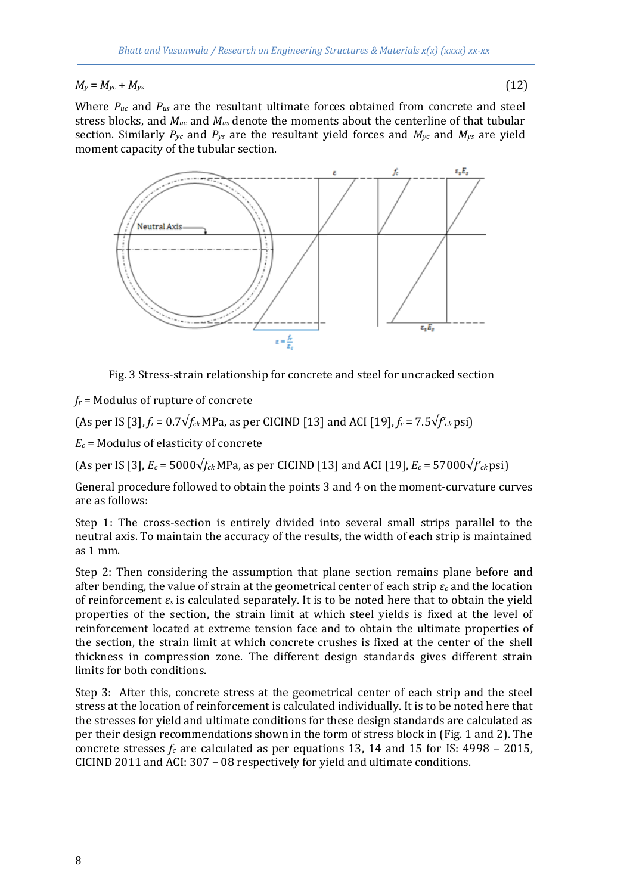$$M_y = M_{yc} + M_{ys} \tag{12}$$

Where $P_{uc}$ and $P_{us}$ are the resultant ultimate forces obtained from concrete and steel stress blocks, and $M_{uc}$ and $M_{us}$ denote the moments about the centerline of that tubular section. Similarly $P_{yc}$ and $P_{ys}$ are the resultant yield forces and $M_{yc}$ and $M_{ys}$ are yield moment capacity of the tubular section.

Fig. 3 Stress-strain relationship for concrete and steel for uncracked section

$f_r$ = Modulus of rupture of concrete

(As per IS [3], $f_r = 0.7\sqrt{f_{ck}}$ MPa, as per CICIND [13] and ACI [19], $f_r = 7.5\sqrt{f'_{ck}}$ psi)

$E_c$ = Modulus of elasticity of concrete

(As per IS [3], $E_c = 5000\sqrt{f_{ck}}$ MPa, as per CICIND [13] and ACI [19], $E_c = 57000\sqrt{f'_{ck}}$ psi)

General procedure followed to obtain the points 3 and 4 on the moment-curvature curves are as follows:

Step 1: The cross-section is entirely divided into several small strips parallel to the neutral axis. To maintain the accuracy of the results, the width of each strip is maintained as 1 mm.

Step 2: Then considering the assumption that plane section remains plane before and after bending, the value of strain at the geometrical center of each strip $\varepsilon_c$ and the location of reinforcement $\varepsilon_s$ is calculated separately. It is to be noted here that to obtain the yield properties of the section, the strain limit at which steel yields is fixed at the level of reinforcement located at extreme tension face and to obtain the ultimate properties of the section, the strain limit at which concrete crushes is fixed at the center of the shell thickness in compression zone. The different design standards gives different strain limits for both conditions.

Step 3: After this, concrete stress at the geometrical center of each strip and the steel stress at the location of reinforcement is calculated individually. It is to be noted here that the stresses for yield and ultimate conditions for these design standards are calculated as per their design recommendations shown in the form of stress block in (Fig. 1 and 2). The concrete stresses $f_c$ are calculated as per equations 13, 14 and 15 for IS: 4998 – 2015, CICIND 2011 and ACI: 307 – 08 respectively for yield and ultimate conditions.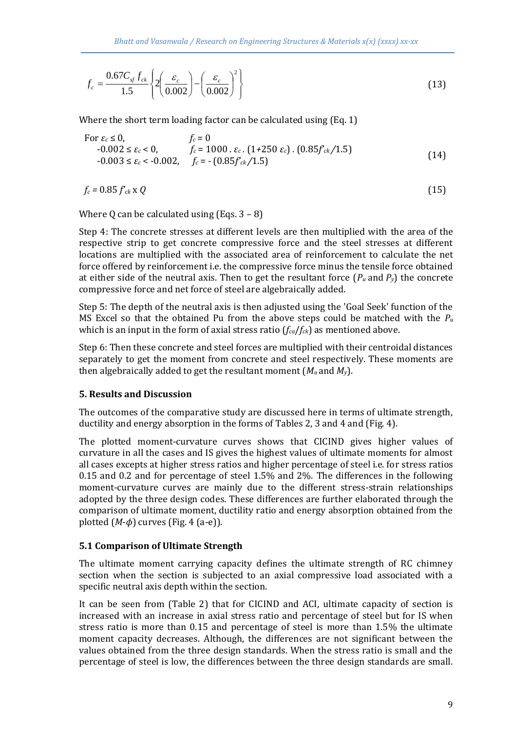$$f_c = \frac{0.67 C_{sf}\, f_{ck}}{1.5}\left\{2\left(\frac{\varepsilon_c}{0.002}\right) - \left(\frac{\varepsilon_c}{0.002}\right)^2\right\} \tag{13}$$

Where the short term loading factor can be calculated using (Eq. 1)

$$\begin{aligned} &\text{For } \varepsilon_c \leq 0, && f_c = 0 \\ &-0.002 \leq \varepsilon_c < 0, && f_c = 1000 \,.\, \varepsilon_c \,.\, (1+250\, \varepsilon_c) \,.\, (0.85 f'_{ck}/1.5) \\ &-0.003 \leq \varepsilon_c < -0.002, && f_c = -\,(0.85 f'_{ck}/1.5) \end{aligned} \tag{14}$$

$$f_c = 0.85\, f'_{ck} \times Q \tag{15}$$

Where Q can be calculated using (Eqs. 3 – 8)

Step 4: The concrete stresses at different levels are then multiplied with the area of the respective strip to get concrete compressive force and the steel stresses at different locations are multiplied with the associated area of reinforcement to calculate the net force offered by reinforcement i.e. the compressive force minus the tensile force obtained at either side of the neutral axis. Then to get the resultant force ($P_u$ and $P_y$) the concrete compressive force and net force of steel are algebraically added.

Step 5: The depth of the neutral axis is then adjusted using the 'Goal Seek' function of the MS Excel so that the obtained Pu from the above steps could be matched with the $P_u$ which is an input in the form of axial stress ratio ($f_{ca}/f_{ck}$) as mentioned above.

Step 6: Then these concrete and steel forces are multiplied with their centroidal distances separately to get the moment from concrete and steel respectively. These moments are then algebraically added to get the resultant moment ($M_u$ and $M_y$).

### 5. Results and Discussion

The outcomes of the comparative study are discussed here in terms of ultimate strength, ductility and energy absorption in the forms of Tables 2, 3 and 4 and (Fig. 4).

The plotted moment-curvature curves shows that CICIND gives higher values of curvature in all the cases and IS gives the highest values of ultimate moments for almost all cases excepts at higher stress ratios and higher percentage of steel i.e. for stress ratios 0.15 and 0.2 and for percentage of steel 1.5% and 2%. The differences in the following moment-curvature curves are mainly due to the different stress-strain relationships adopted by the three design codes. These differences are further elaborated through the comparison of ultimate moment, ductility ratio and energy absorption obtained from the plotted ($M$-$\phi$) curves (Fig. 4 (a-e)).

### 5.1 Comparison of Ultimate Strength

The ultimate moment carrying capacity defines the ultimate strength of RC chimney section when the section is subjected to an axial compressive load associated with a specific neutral axis depth within the section.

It can be seen from (Table 2) that for CICIND and ACI, ultimate capacity of section is increased with an increase in axial stress ratio and percentage of steel but for IS when stress ratio is more than 0.15 and percentage of steel is more than 1.5% the ultimate moment capacity decreases. Although, the differences are not significant between the values obtained from the three design standards. When the stress ratio is small and the percentage of steel is low, the differences between the three design standards are small.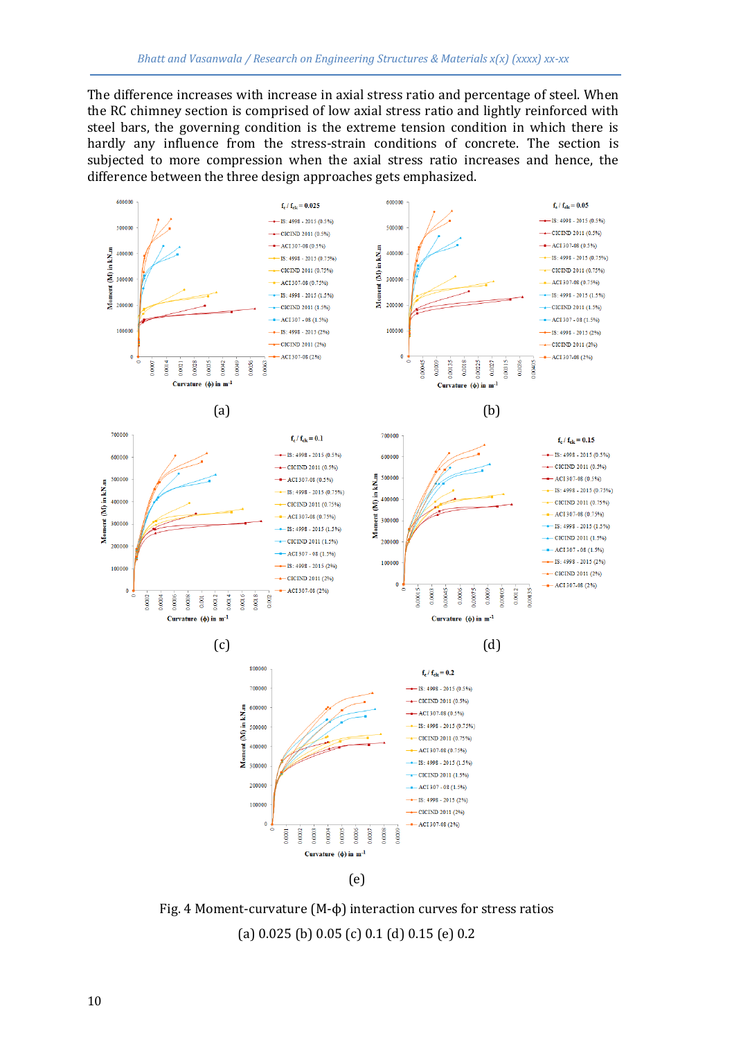The difference increases with increase in axial stress ratio and percentage of steel. When the RC chimney section is comprised of low axial stress ratio and lightly reinforced with steel bars, the governing condition is the extreme tension condition in which there is hardly any influence from the stress-strain conditions of concrete. The section is subjected to more compression when the axial stress ratio increases and hence, the difference between the three design approaches gets emphasized.

(a) (b)

(c) (d)

(e)

Fig. 4 Moment-curvature (M-ϕ) interaction curves for stress ratios (a) 0.025 (b) 0.05 (c) 0.1 (d) 0.15 (e) 0.2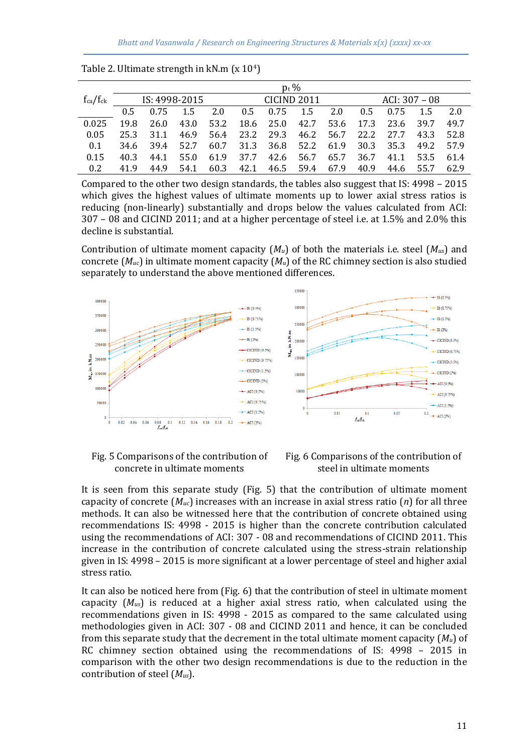Table 2. Ultimate strength in kN.m (x $10^4$)

| $f_{ca}/f_{ck}$ | $p_t$ % | | | | | | | | | | | |
|---|---|---|---|---|---|---|---|---|---|---|---|---|
| | IS: 4998-2015 | | | | CICIND 2011 | | | | ACI: 307 – 08 | | | |
| | 0.5 | 0.75 | 1.5 | 2.0 | 0.5 | 0.75 | 1.5 | 2.0 | 0.5 | 0.75 | 1.5 | 2.0 |
| 0.025 | 19.8 | 26.0 | 43.0 | 53.2 | 18.6 | 25.0 | 42.7 | 53.6 | 17.3 | 23.6 | 39.7 | 49.7 |
| 0.05 | 25.3 | 31.1 | 46.9 | 56.4 | 23.2 | 29.3 | 46.2 | 56.7 | 22.2 | 27.7 | 43.3 | 52.8 |
| 0.1 | 34.6 | 39.4 | 52.7 | 60.7 | 31.3 | 36.8 | 52.2 | 61.9 | 30.3 | 35.3 | 49.2 | 57.9 |
| 0.15 | 40.3 | 44.1 | 55.0 | 61.9 | 37.7 | 42.6 | 56.7 | 65.7 | 36.7 | 41.1 | 53.5 | 61.4 |
| 0.2 | 41.9 | 44.9 | 54.1 | 60.3 | 42.1 | 46.5 | 59.4 | 67.9 | 40.9 | 44.6 | 55.7 | 62.9 |

Compared to the other two design standards, the tables also suggest that IS: 4998 – 2015 which gives the highest values of ultimate moments up to lower axial stress ratios is reducing (non-linearly) substantially and drops below the values calculated from ACI: 307 – 08 and CICIND 2011; and at a higher percentage of steel i.e. at 1.5% and 2.0% this decline is substantial.

Contribution of ultimate moment capacity ($M_u$) of both the materials i.e. steel ($M_{us}$) and concrete ($M_{uc}$) in ultimate moment capacity ($M_u$) of the RC chimney section is also studied separately to understand the above mentioned differences.

Fig. 5 Comparisons of the contribution of concrete in ultimate moments

Fig. 6 Comparisons of the contribution of steel in ultimate moments

It is seen from this separate study (Fig. 5) that the contribution of ultimate moment capacity of concrete ($M_{uc}$) increases with an increase in axial stress ratio ($n$) for all three methods. It can also be witnessed here that the contribution of concrete obtained using recommendations IS: 4998 - 2015 is higher than the concrete contribution calculated using the recommendations of ACI: 307 - 08 and recommendations of CICIND 2011. This increase in the contribution of concrete calculated using the stress-strain relationship given in IS: 4998 – 2015 is more significant at a lower percentage of steel and higher axial stress ratio.

It can also be noticed here from (Fig. 6) that the contribution of steel in ultimate moment capacity ($M_{us}$) is reduced at a higher axial stress ratio, when calculated using the recommendations given in IS: 4998 - 2015 as compared to the same calculated using methodologies given in ACI: 307 - 08 and CICIND 2011 and hence, it can be concluded from this separate study that the decrement in the total ultimate moment capacity ($M_u$) of RC chimney section obtained using the recommendations of IS: 4998 – 2015 in comparison with the other two design recommendations is due to the reduction in the contribution of steel ($M_{us}$).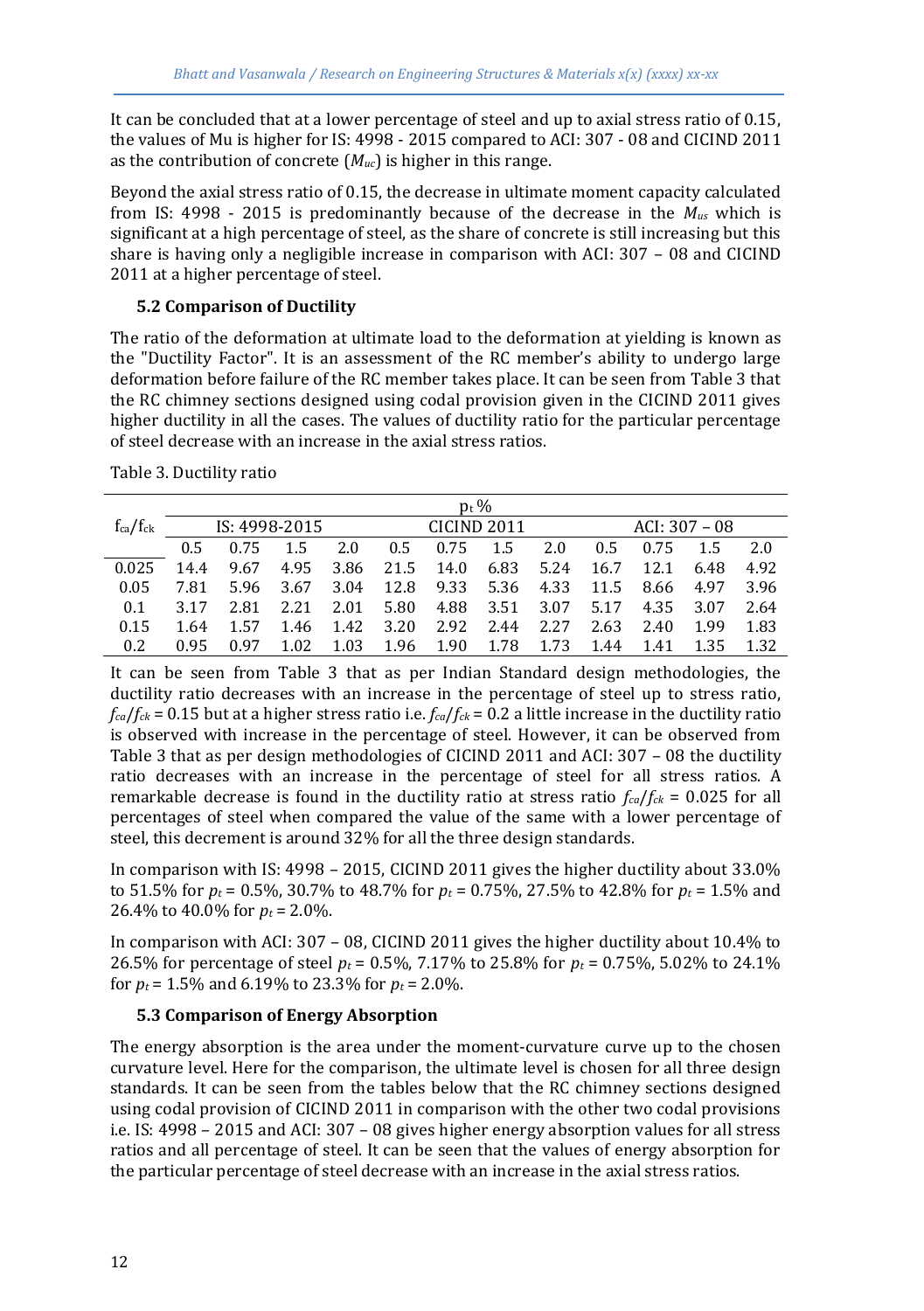It can be concluded that at a lower percentage of steel and up to axial stress ratio of 0.15, the values of Mu is higher for IS: 4998 - 2015 compared to ACI: 307 - 08 and CICIND 2011 as the contribution of concrete ($M_{uc}$) is higher in this range.

Beyond the axial stress ratio of 0.15, the decrease in ultimate moment capacity calculated from IS: 4998 - 2015 is predominantly because of the decrease in the $M_{us}$ which is significant at a high percentage of steel, as the share of concrete is still increasing but this share is having only a negligible increase in comparison with ACI: 307 – 08 and CICIND 2011 at a higher percentage of steel.

### 5.2 Comparison of Ductility

The ratio of the deformation at ultimate load to the deformation at yielding is known as the "Ductility Factor". It is an assessment of the RC member's ability to undergo large deformation before failure of the RC member takes place. It can be seen from Table 3 that the RC chimney sections designed using codal provision given in the CICIND 2011 gives higher ductility in all the cases. The values of ductility ratio for the particular percentage of steel decrease with an increase in the axial stress ratios.

Table 3. Ductility ratio

| $f_{ca}/f_{ck}$ | $p_t$ % | | | | | | | | | | | |
|---|---|---|---|---|---|---|---|---|---|---|---|---|
| | IS: 4998-2015 | | | | CICIND 2011 | | | | ACI: 307 – 08 | | | |
| | 0.5 | 0.75 | 1.5 | 2.0 | 0.5 | 0.75 | 1.5 | 2.0 | 0.5 | 0.75 | 1.5 | 2.0 |
| 0.025 | 14.4 | 9.67 | 4.95 | 3.86 | 21.5 | 14.0 | 6.83 | 5.24 | 16.7 | 12.1 | 6.48 | 4.92 |
| 0.05 | 7.81 | 5.96 | 3.67 | 3.04 | 12.8 | 9.33 | 5.36 | 4.33 | 11.5 | 8.66 | 4.97 | 3.96 |
| 0.1 | 3.17 | 2.81 | 2.21 | 2.01 | 5.80 | 4.88 | 3.51 | 3.07 | 5.17 | 4.35 | 3.07 | 2.64 |
| 0.15 | 1.64 | 1.57 | 1.46 | 1.42 | 3.20 | 2.92 | 2.44 | 2.27 | 2.63 | 2.40 | 1.99 | 1.83 |
| 0.2 | 0.95 | 0.97 | 1.02 | 1.03 | 1.96 | 1.90 | 1.78 | 1.73 | 1.44 | 1.41 | 1.35 | 1.32 |

It can be seen from Table 3 that as per Indian Standard design methodologies, the ductility ratio decreases with an increase in the percentage of steel up to stress ratio, $f_{ca}/f_{ck}$ = 0.15 but at a higher stress ratio i.e. $f_{ca}/f_{ck}$ = 0.2 a little increase in the ductility ratio is observed with increase in the percentage of steel. However, it can be observed from Table 3 that as per design methodologies of CICIND 2011 and ACI: 307 – 08 the ductility ratio decreases with an increase in the percentage of steel for all stress ratios. A remarkable decrease is found in the ductility ratio at stress ratio $f_{ca}/f_{ck}$ = 0.025 for all percentages of steel when compared the value of the same with a lower percentage of steel, this decrement is around 32% for all the three design standards.

In comparison with IS: 4998 – 2015, CICIND 2011 gives the higher ductility about 33.0% to 51.5% for $p_t$ = 0.5%, 30.7% to 48.7% for $p_t$ = 0.75%, 27.5% to 42.8% for $p_t$ = 1.5% and 26.4% to 40.0% for $p_t$ = 2.0%.

In comparison with ACI: 307 – 08, CICIND 2011 gives the higher ductility about 10.4% to 26.5% for percentage of steel $p_t$ = 0.5%, 7.17% to 25.8% for $p_t$ = 0.75%, 5.02% to 24.1% for $p_t$ = 1.5% and 6.19% to 23.3% for $p_t$ = 2.0%.

### 5.3 Comparison of Energy Absorption

The energy absorption is the area under the moment-curvature curve up to the chosen curvature level. Here for the comparison, the ultimate level is chosen for all three design standards. It can be seen from the tables below that the RC chimney sections designed using codal provision of CICIND 2011 in comparison with the other two codal provisions i.e. IS: 4998 – 2015 and ACI: 307 – 08 gives higher energy absorption values for all stress ratios and all percentage of steel. It can be seen that the values of energy absorption for the particular percentage of steel decrease with an increase in the axial stress ratios.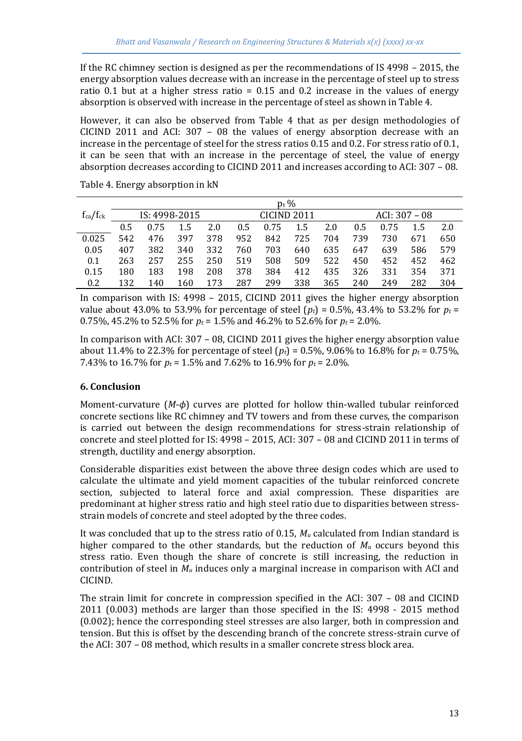If the RC chimney section is designed as per the recommendations of IS 4998 – 2015, the energy absorption values decrease with an increase in the percentage of steel up to stress ratio 0.1 but at a higher stress ratio = 0.15 and 0.2 increase in the values of energy absorption is observed with increase in the percentage of steel as shown in Table 4.

However, it can also be observed from Table 4 that as per design methodologies of CICIND 2011 and ACI: 307 – 08 the values of energy absorption decrease with an increase in the percentage of steel for the stress ratios 0.15 and 0.2. For stress ratio of 0.1, it can be seen that with an increase in the percentage of steel, the value of energy absorption decreases according to CICIND 2011 and increases according to ACI: 307 – 08.

Table 4. Energy absorption in kN

| $f_{ca}/f_{ck}$ | $p_t$ % | | | | | | | | | | | |
|---|---|---|---|---|---|---|---|---|---|---|---|---|
| | IS: 4998-2015 | | | | CICIND 2011 | | | | ACI: 307 – 08 | | | |
| | 0.5 | 0.75 | 1.5 | 2.0 | 0.5 | 0.75 | 1.5 | 2.0 | 0.5 | 0.75 | 1.5 | 2.0 |
| 0.025 | 542 | 476 | 397 | 378 | 952 | 842 | 725 | 704 | 739 | 730 | 671 | 650 |
| 0.05 | 407 | 382 | 340 | 332 | 760 | 703 | 640 | 635 | 647 | 639 | 586 | 579 |
| 0.1 | 263 | 257 | 255 | 250 | 519 | 508 | 509 | 522 | 450 | 452 | 452 | 462 |
| 0.15 | 180 | 183 | 198 | 208 | 378 | 384 | 412 | 435 | 326 | 331 | 354 | 371 |
| 0.2 | 132 | 140 | 160 | 173 | 287 | 299 | 338 | 365 | 240 | 249 | 282 | 304 |

In comparison with IS: 4998 – 2015, CICIND 2011 gives the higher energy absorption value about 43.0% to 53.9% for percentage of steel ($p_t$) = 0.5%, 43.4% to 53.2% for $p_t$ = 0.75%, 45.2% to 52.5% for $p_t$ = 1.5% and 46.2% to 52.6% for $p_t$ = 2.0%.

In comparison with ACI: 307 – 08, CICIND 2011 gives the higher energy absorption value about 11.4% to 22.3% for percentage of steel ($p_t$) = 0.5%, 9.06% to 16.8% for $p_t$ = 0.75%, 7.43% to 16.7% for $p_t$ = 1.5% and 7.62% to 16.9% for $p_t$ = 2.0%.

## 6. Conclusion

Moment-curvature ($M$-$\phi$) curves are plotted for hollow thin-walled tubular reinforced concrete sections like RC chimney and TV towers and from these curves, the comparison is carried out between the design recommendations for stress-strain relationship of concrete and steel plotted for IS: 4998 – 2015, ACI: 307 – 08 and CICIND 2011 in terms of strength, ductility and energy absorption.

Considerable disparities exist between the above three design codes which are used to calculate the ultimate and yield moment capacities of the tubular reinforced concrete section, subjected to lateral force and axial compression. These disparities are predominant at higher stress ratio and high steel ratio due to disparities between stress-strain models of concrete and steel adopted by the three codes.

It was concluded that up to the stress ratio of 0.15, $M_u$ calculated from Indian standard is higher compared to the other standards, but the reduction of $M_u$ occurs beyond this stress ratio. Even though the share of concrete is still increasing, the reduction in contribution of steel in $M_u$ induces only a marginal increase in comparison with ACI and CICIND.

The strain limit for concrete in compression specified in the ACI: 307 – 08 and CICIND 2011 (0.003) methods are larger than those specified in the IS: 4998 - 2015 method (0.002); hence the corresponding steel stresses are also larger, both in compression and tension. But this is offset by the descending branch of the concrete stress-strain curve of the ACI: 307 – 08 method, which results in a smaller concrete stress block area.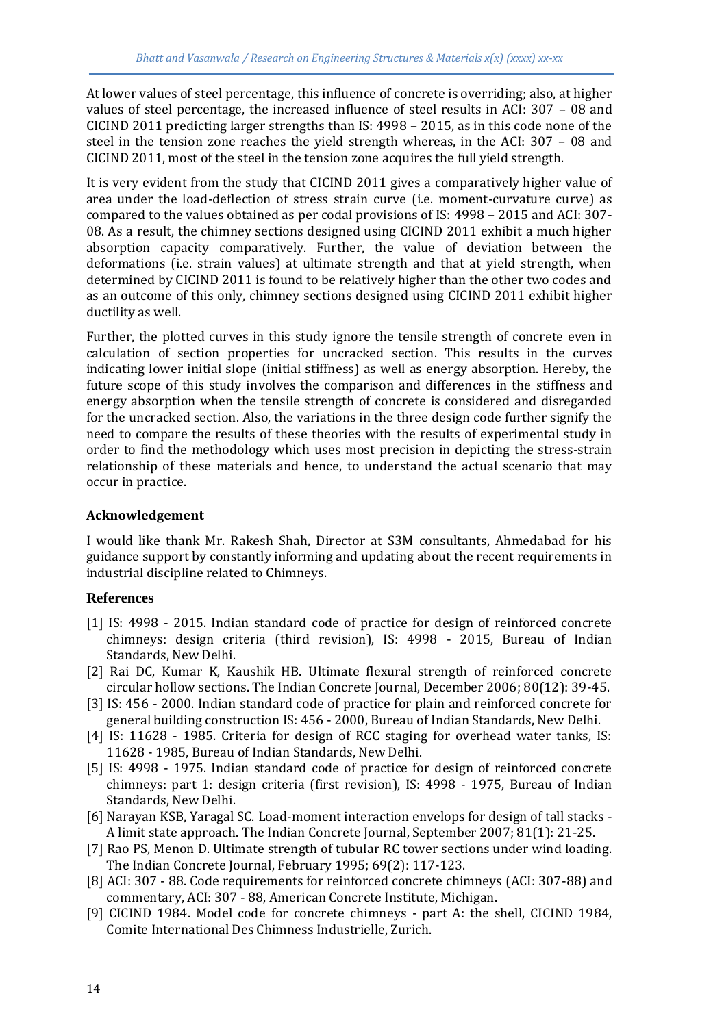At lower values of steel percentage, this influence of concrete is overriding; also, at higher values of steel percentage, the increased influence of steel results in ACI: 307 – 08 and CICIND 2011 predicting larger strengths than IS: 4998 – 2015, as in this code none of the steel in the tension zone reaches the yield strength whereas, in the ACI: 307 – 08 and CICIND 2011, most of the steel in the tension zone acquires the full yield strength.

It is very evident from the study that CICIND 2011 gives a comparatively higher value of area under the load-deflection of stress strain curve (i.e. moment-curvature curve) as compared to the values obtained as per codal provisions of IS: 4998 – 2015 and ACI: 307-08. As a result, the chimney sections designed using CICIND 2011 exhibit a much higher absorption capacity comparatively. Further, the value of deviation between the deformations (i.e. strain values) at ultimate strength and that at yield strength, when determined by CICIND 2011 is found to be relatively higher than the other two codes and as an outcome of this only, chimney sections designed using CICIND 2011 exhibit higher ductility as well.

Further, the plotted curves in this study ignore the tensile strength of concrete even in calculation of section properties for uncracked section. This results in the curves indicating lower initial slope (initial stiffness) as well as energy absorption. Hereby, the future scope of this study involves the comparison and differences in the stiffness and energy absorption when the tensile strength of concrete is considered and disregarded for the uncracked section. Also, the variations in the three design code further signify the need to compare the results of these theories with the results of experimental study in order to find the methodology which uses most precision in depicting the stress-strain relationship of these materials and hence, to understand the actual scenario that may occur in practice.

## Acknowledgement

I would like thank Mr. Rakesh Shah, Director at S3M consultants, Ahmedabad for his guidance support by constantly informing and updating about the recent requirements in industrial discipline related to Chimneys.

## References

[1] IS: 4998 - 2015. Indian standard code of practice for design of reinforced concrete chimneys: design criteria (third revision), IS: 4998 - 2015, Bureau of Indian Standards, New Delhi.

[2] Rai DC, Kumar K, Kaushik HB. Ultimate flexural strength of reinforced concrete circular hollow sections. The Indian Concrete Journal, December 2006; 80(12): 39-45.

[3] IS: 456 - 2000. Indian standard code of practice for plain and reinforced concrete for general building construction IS: 456 - 2000, Bureau of Indian Standards, New Delhi.

[4] IS: 11628 - 1985. Criteria for design of RCC staging for overhead water tanks, IS: 11628 - 1985, Bureau of Indian Standards, New Delhi.

[5] IS: 4998 - 1975. Indian standard code of practice for design of reinforced concrete chimneys: part 1: design criteria (first revision), IS: 4998 - 1975, Bureau of Indian Standards, New Delhi.

[6] Narayan KSB, Yaragal SC. Load-moment interaction envelops for design of tall stacks - A limit state approach. The Indian Concrete Journal, September 2007; 81(1): 21-25.

[7] Rao PS, Menon D. Ultimate strength of tubular RC tower sections under wind loading. The Indian Concrete Journal, February 1995; 69(2): 117-123.

[8] ACI: 307 - 88. Code requirements for reinforced concrete chimneys (ACI: 307-88) and commentary, ACI: 307 - 88, American Concrete Institute, Michigan.

[9] CICIND 1984. Model code for concrete chimneys - part A: the shell, CICIND 1984, Comite International Des Chimness Industrielle, Zurich.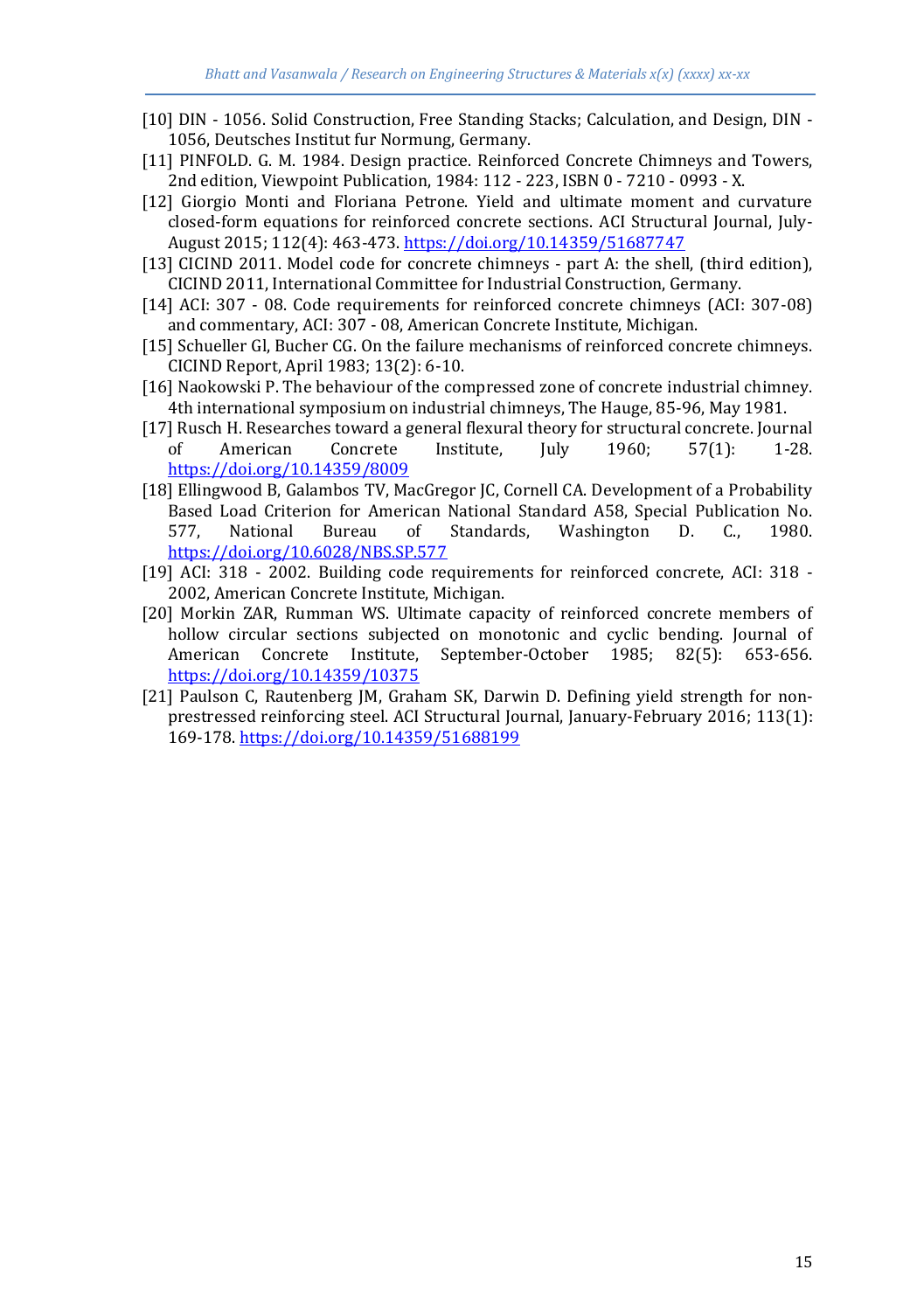[10] DIN - 1056. Solid Construction, Free Standing Stacks; Calculation, and Design, DIN - 1056, Deutsches Institut fur Normung, Germany.

[11] PINFOLD. G. M. 1984. Design practice. Reinforced Concrete Chimneys and Towers, 2nd edition, Viewpoint Publication, 1984: 112 - 223, ISBN 0 - 7210 - 0993 - X.

[12] Giorgio Monti and Floriana Petrone. Yield and ultimate moment and curvature closed-form equations for reinforced concrete sections. ACI Structural Journal, July-August 2015; 112(4): 463-473. https://doi.org/10.14359/51687747

[13] CICIND 2011. Model code for concrete chimneys - part A: the shell, (third edition), CICIND 2011, International Committee for Industrial Construction, Germany.

[14] ACI: 307 - 08. Code requirements for reinforced concrete chimneys (ACI: 307-08) and commentary, ACI: 307 - 08, American Concrete Institute, Michigan.

[15] Schueller GI, Bucher CG. On the failure mechanisms of reinforced concrete chimneys. CICIND Report, April 1983; 13(2): 6-10.

[16] Naokowski P. The behaviour of the compressed zone of concrete industrial chimney. 4th international symposium on industrial chimneys, The Hauge, 85-96, May 1981.

[17] Rusch H. Researches toward a general flexural theory for structural concrete. Journal of American Concrete Institute, July 1960; 57(1): 1-28. https://doi.org/10.14359/8009

[18] Ellingwood B, Galambos TV, MacGregor JC, Cornell CA. Development of a Probability Based Load Criterion for American National Standard A58, Special Publication No. 577, National Bureau of Standards, Washington D. C., 1980. https://doi.org/10.6028/NBS.SP.577

[19] ACI: 318 - 2002. Building code requirements for reinforced concrete, ACI: 318 - 2002, American Concrete Institute, Michigan.

[20] Morkin ZAR, Rumman WS. Ultimate capacity of reinforced concrete members of hollow circular sections subjected on monotonic and cyclic bending. Journal of American Concrete Institute, September-October 1985; 82(5): 653-656. https://doi.org/10.14359/10375

[21] Paulson C, Rautenberg JM, Graham SK, Darwin D. Defining yield strength for non-prestressed reinforcing steel. ACI Structural Journal, January-February 2016; 113(1): 169-178. https://doi.org/10.14359/51688199